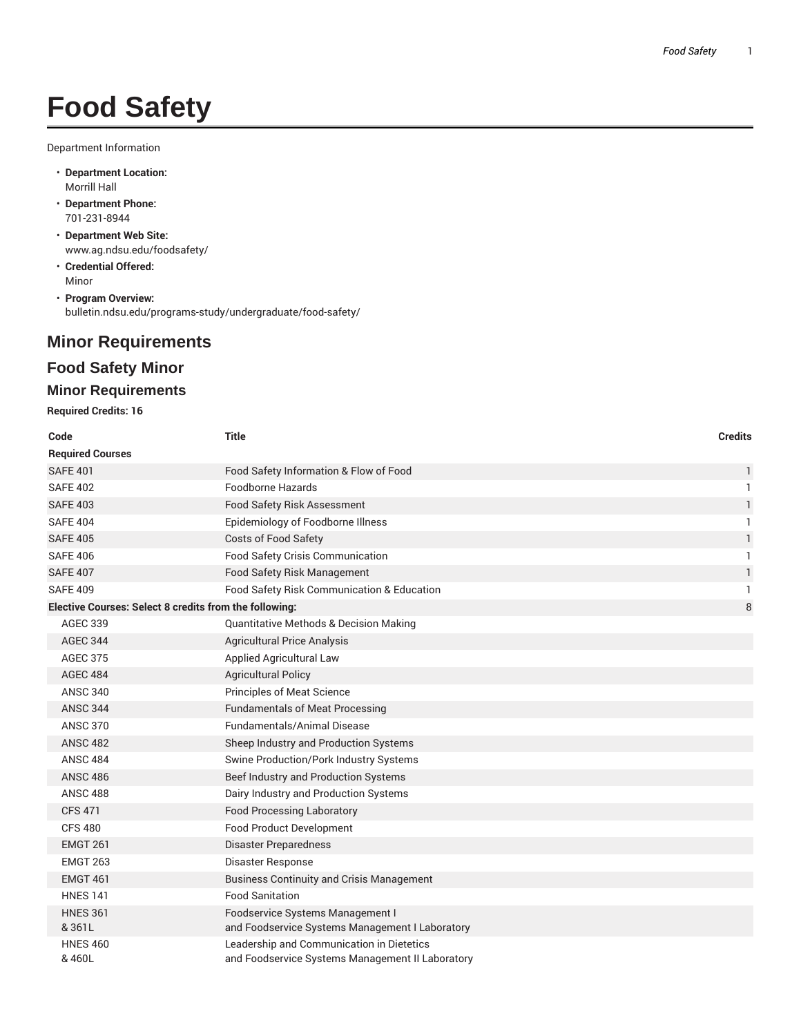# Food Safety

Department Information

- **Department Location:**
  Morrill Hall
- **Department Phone:**
  701-231-8944
- **Department Web Site:**
  www.ag.ndsu.edu/foodsafety/
- **Credential Offered:**
  Minor
- **Program Overview:**
  bulletin.ndsu.edu/programs-study/undergraduate/food-safety/

## Minor Requirements

### Food Safety Minor

#### Minor Requirements

**Required Credits: 16**

| Code | Title | Credits |
|---|---|---|
| **Required Courses** | | |
| SAFE 401 | Food Safety Information & Flow of Food | 1 |
| SAFE 402 | Foodborne Hazards | 1 |
| SAFE 403 | Food Safety Risk Assessment | 1 |
| SAFE 404 | Epidemiology of Foodborne Illness | 1 |
| SAFE 405 | Costs of Food Safety | 1 |
| SAFE 406 | Food Safety Crisis Communication | 1 |
| SAFE 407 | Food Safety Risk Management | 1 |
| SAFE 409 | Food Safety Risk Communication & Education | 1 |
| **Elective Courses: Select 8 credits from the following:** | | 8 |
| AGEC 339 | Quantitative Methods & Decision Making | |
| AGEC 344 | Agricultural Price Analysis | |
| AGEC 375 | Applied Agricultural Law | |
| AGEC 484 | Agricultural Policy | |
| ANSC 340 | Principles of Meat Science | |
| ANSC 344 | Fundamentals of Meat Processing | |
| ANSC 370 | Fundamentals/Animal Disease | |
| ANSC 482 | Sheep Industry and Production Systems | |
| ANSC 484 | Swine Production/Pork Industry Systems | |
| ANSC 486 | Beef Industry and Production Systems | |
| ANSC 488 | Dairy Industry and Production Systems | |
| CFS 471 | Food Processing Laboratory | |
| CFS 480 | Food Product Development | |
| EMGT 261 | Disaster Preparedness | |
| EMGT 263 | Disaster Response | |
| EMGT 461 | Business Continuity and Crisis Management | |
| HNES 141 | Food Sanitation | |
| HNES 361 & 361L | Foodservice Systems Management I and Foodservice Systems Management I Laboratory | |
| HNES 460 & 460L | Leadership and Communication in Dietetics and Foodservice Systems Management II Laboratory | |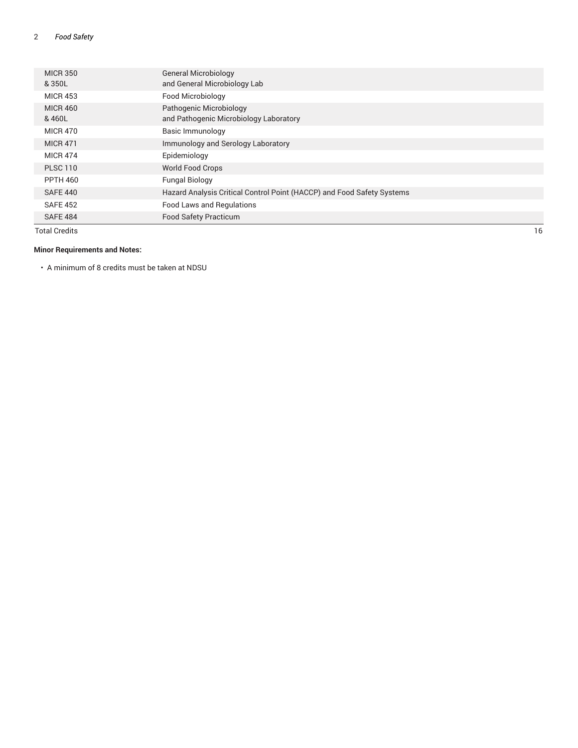| | | |
|---|---|---|
| MICR 350 & 350L | General Microbiology and General Microbiology Lab | |
| MICR 453 | Food Microbiology | |
| MICR 460 & 460L | Pathogenic Microbiology and Pathogenic Microbiology Laboratory | |
| MICR 470 | Basic Immunology | |
| MICR 471 | Immunology and Serology Laboratory | |
| MICR 474 | Epidemiology | |
| PLSC 110 | World Food Crops | |
| PPTH 460 | Fungal Biology | |
| SAFE 440 | Hazard Analysis Critical Control Point (HACCP) and Food Safety Systems | |
| SAFE 452 | Food Laws and Regulations | |
| SAFE 484 | Food Safety Practicum | |
| Total Credits | | 16 |

**Minor Requirements and Notes:**

- A minimum of 8 credits must be taken at NDSU